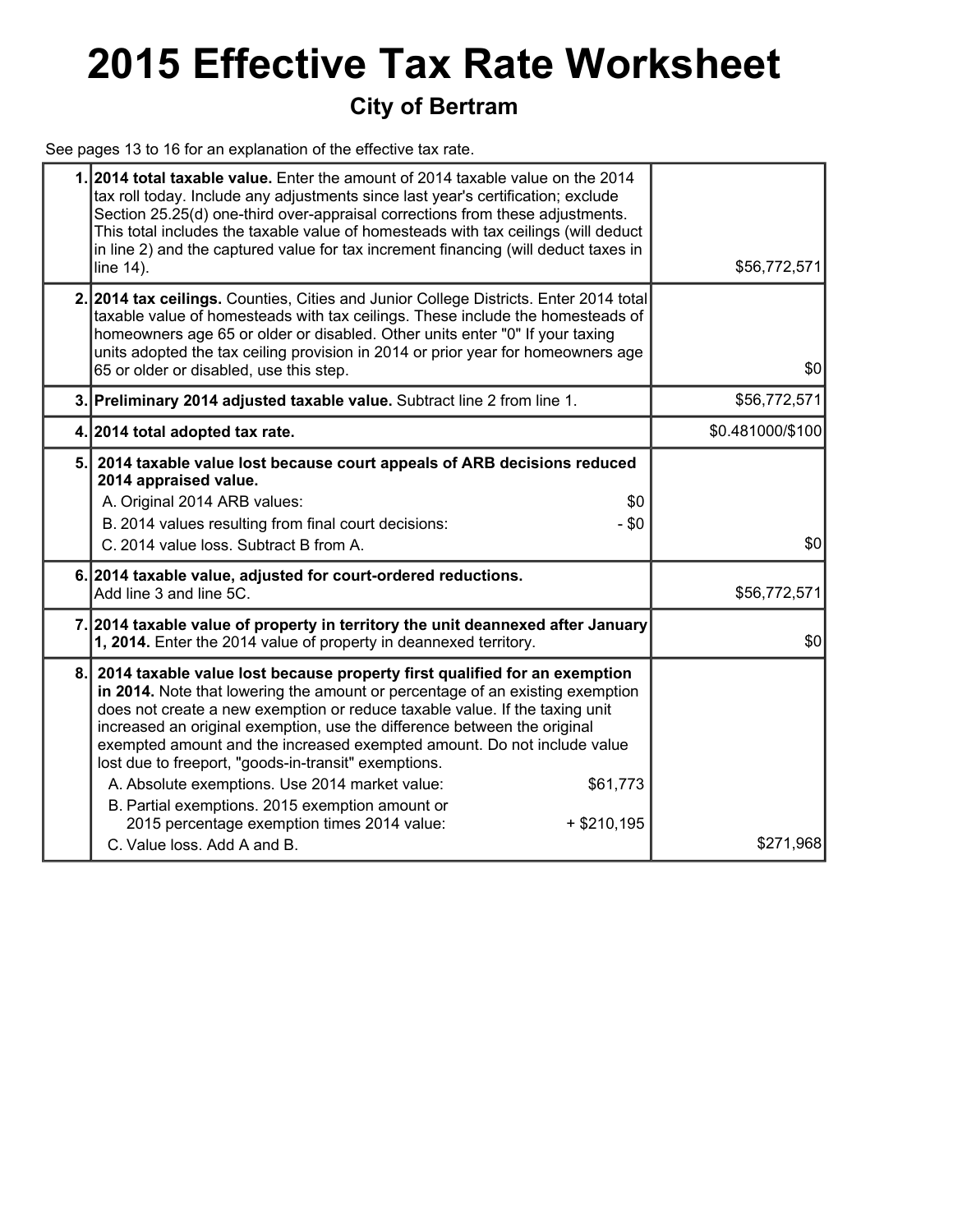# 2015 Effective Tax Rate Worksheet

## City of Bertram

See pages 13 to 16 for an explanation of the effective tax rate.

| | | |
|---|---|---|
| 1. | **2014 total taxable value.** Enter the amount of 2014 taxable value on the 2014 tax roll today. Include any adjustments since last year's certification; exclude Section 25.25(d) one-third over-appraisal corrections from these adjustments. This total includes the taxable value of homesteads with tax ceilings (will deduct in line 2) and the captured value for tax increment financing (will deduct taxes in line 14). | $56,772,571 |
| 2. | **2014 tax ceilings.** Counties, Cities and Junior College Districts. Enter 2014 total taxable value of homesteads with tax ceilings. These include the homesteads of homeowners age 65 or older or disabled. Other units enter "0" If your taxing units adopted the tax ceiling provision in 2014 or prior year for homeowners age 65 or older or disabled, use this step. | $0 |
| 3. | **Preliminary 2014 adjusted taxable value.** Subtract line 2 from line 1. | $56,772,571 |
| 4. | **2014 total adopted tax rate.** | $0.481000/$100 |
| 5. | **2014 taxable value lost because court appeals of ARB decisions reduced 2014 appraised value.**<br>A. Original 2014 ARB values: $0<br>B. 2014 values resulting from final court decisions: - $0<br>C. 2014 value loss. Subtract B from A. | $0 |
| 6. | **2014 taxable value, adjusted for court-ordered reductions.**<br>Add line 3 and line 5C. | $56,772,571 |
| 7. | **2014 taxable value of property in territory the unit deannexed after January 1, 2014.** Enter the 2014 value of property in deannexed territory. | $0 |
| 8. | **2014 taxable value lost because property first qualified for an exemption in 2014.** Note that lowering the amount or percentage of an existing exemption does not create a new exemption or reduce taxable value. If the taxing unit increased an original exemption, use the difference between the original exempted amount and the increased exempted amount. Do not include value lost due to freeport, "goods-in-transit" exemptions.<br>A. Absolute exemptions. Use 2014 market value: $61,773<br>B. Partial exemptions. 2015 exemption amount or 2015 percentage exemption times 2014 value: + $210,195<br>C. Value loss. Add A and B. | $271,968 |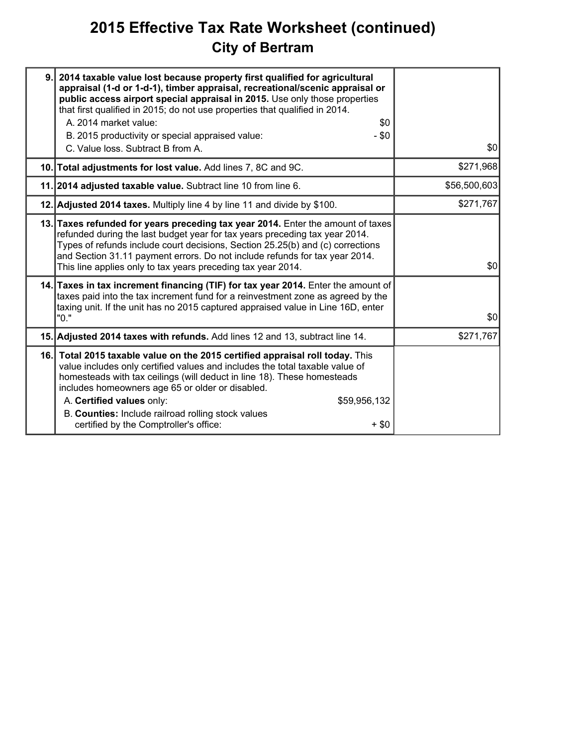# 2015 Effective Tax Rate Worksheet (continued)

## City of Bertram

| | | |
|---|---|---|
| 9. | **2014 taxable value lost because property first qualified for agricultural appraisal (1-d or 1-d-1), timber appraisal, recreational/scenic appraisal or public access airport special appraisal in 2015.** Use only those properties that first qualified in 2015; do not use properties that qualified in 2014.<br>A. 2014 market value: $0<br>B. 2015 productivity or special appraised value: - $0<br>C. Value loss. Subtract B from A. | $0 |
| 10. | **Total adjustments for lost value.** Add lines 7, 8C and 9C. | $271,968 |
| 11. | **2014 adjusted taxable value.** Subtract line 10 from line 6. | $56,500,603 |
| 12. | **Adjusted 2014 taxes.** Multiply line 4 by line 11 and divide by $100. | $271,767 |
| 13. | **Taxes refunded for years preceding tax year 2014.** Enter the amount of taxes refunded during the last budget year for tax years preceding tax year 2014. Types of refunds include court decisions, Section 25.25(b) and (c) corrections and Section 31.11 payment errors. Do not include refunds for tax year 2014. This line applies only to tax years preceding tax year 2014. | $0 |
| 14. | **Taxes in tax increment financing (TIF) for tax year 2014.** Enter the amount of taxes paid into the tax increment fund for a reinvestment zone as agreed by the taxing unit. If the unit has no 2015 captured appraised value in Line 16D, enter "0." | $0 |
| 15. | **Adjusted 2014 taxes with refunds.** Add lines 12 and 13, subtract line 14. | $271,767 |
| 16. | **Total 2015 taxable value on the 2015 certified appraisal roll today.** This value includes only certified values and includes the total taxable value of homesteads with tax ceilings (will deduct in line 18). These homesteads includes homeowners age 65 or older or disabled.<br>A. **Certified values** only: $59,956,132<br>B. **Counties:** Include railroad rolling stock values certified by the Comptroller's office: + $0 | |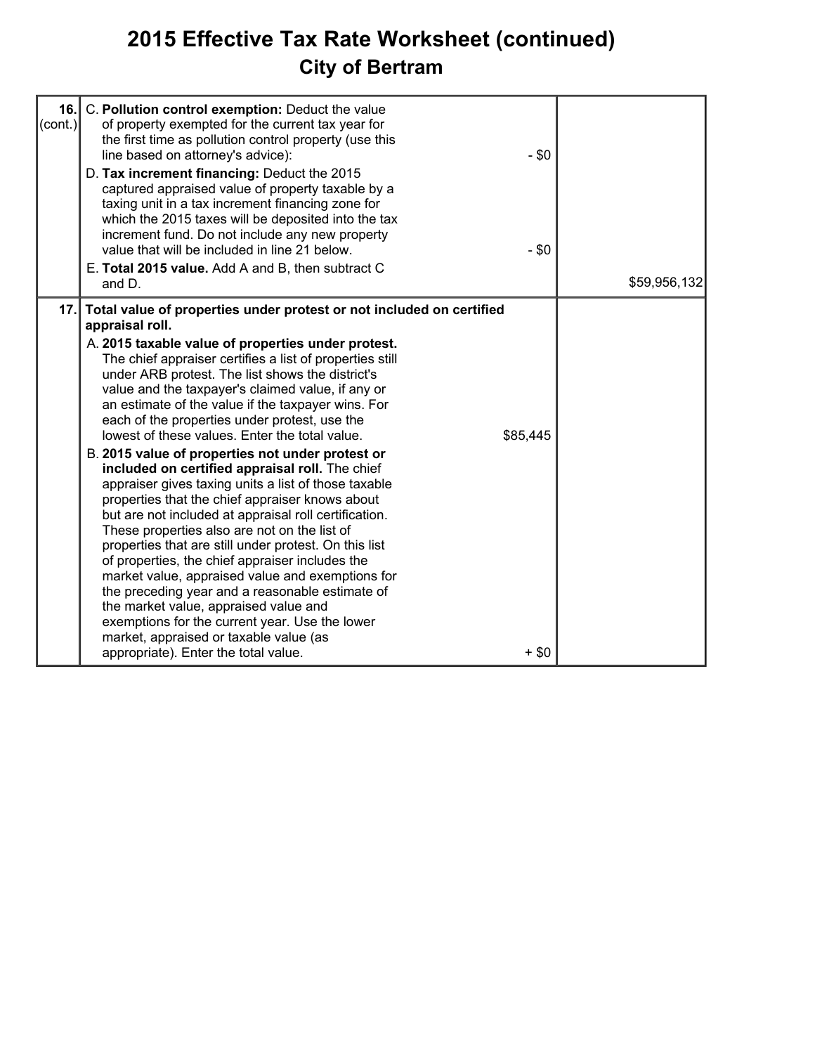# 2015 Effective Tax Rate Worksheet (continued)

## City of Bertram

| Line | Description | Amount | Total |
|---|---|---|---|
| **16.** (cont.) | C. **Pollution control exemption:** Deduct the value of property exempted for the current tax year for the first time as pollution control property (use this line based on attorney's advice): | - $0 | |
| | D. **Tax increment financing:** Deduct the 2015 captured appraised value of property taxable by a taxing unit in a tax increment financing zone for which the 2015 taxes will be deposited into the tax increment fund. Do not include any new property value that will be included in line 21 below. | - $0 | |
| | E. **Total 2015 value.** Add A and B, then subtract C and D. | | $59,956,132 |
| **17.** | **Total value of properties under protest or not included on certified appraisal roll.** | | |
| | A. **2015 taxable value of properties under protest.** The chief appraiser certifies a list of properties still under ARB protest. The list shows the district's value and the taxpayer's claimed value, if any or an estimate of the value if the taxpayer wins. For each of the properties under protest, use the lowest of these values. Enter the total value. | $85,445 | |
| | B. **2015 value of properties not under protest or included on certified appraisal roll.** The chief appraiser gives taxing units a list of those taxable properties that the chief appraiser knows about but are not included at appraisal roll certification. These properties also are not on the list of properties that are still under protest. On this list of properties, the chief appraiser includes the market value, appraised value and exemptions for the preceding year and a reasonable estimate of the market value, appraised value and exemptions for the current year. Use the lower market, appraised or taxable value (as appropriate). Enter the total value. | + $0 | |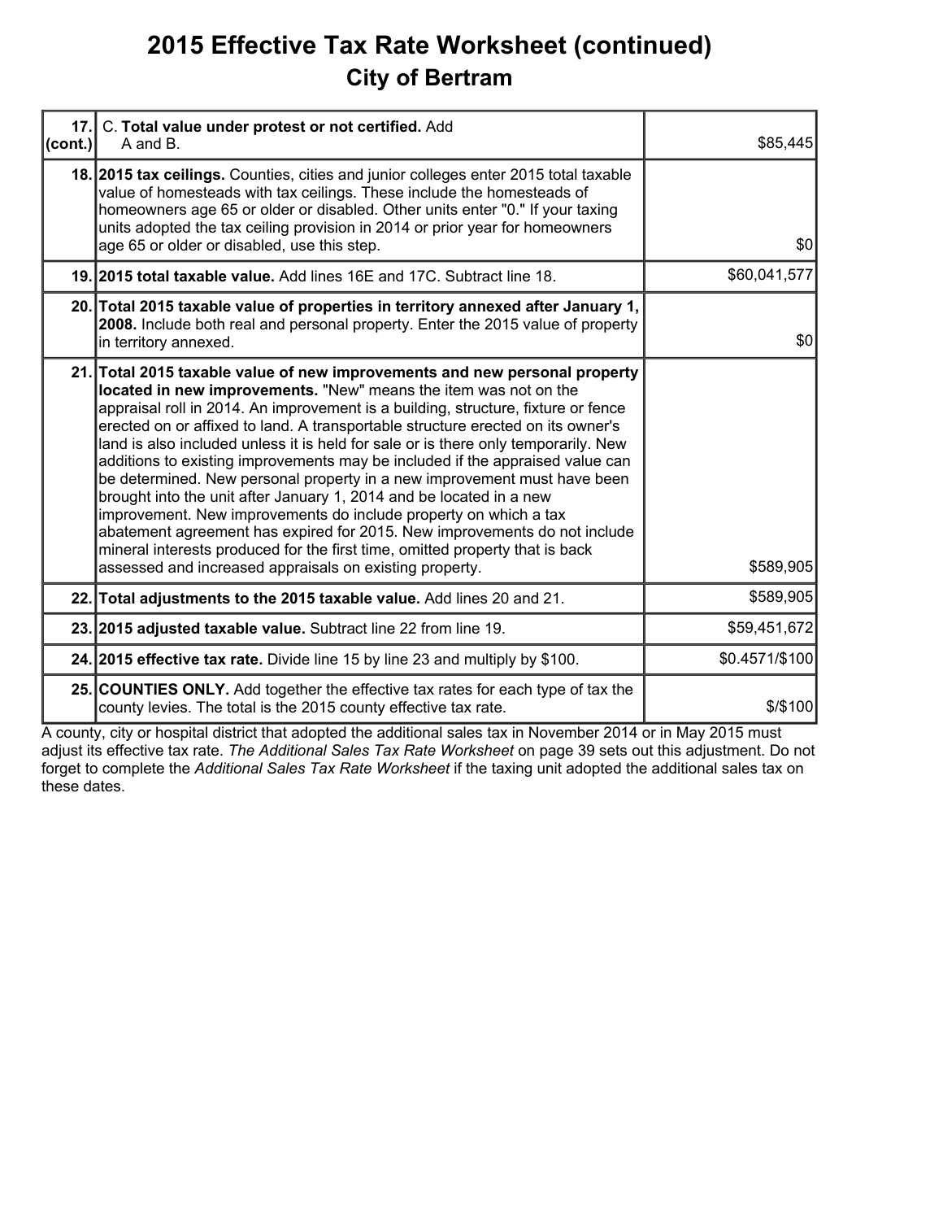# 2015 Effective Tax Rate Worksheet (continued)

## City of Bertram

| | | |
|---|---|---|
| **17. (cont.)** | C. **Total value under protest or not certified.** Add A and B. | $85,445 |
| **18.** | **2015 tax ceilings.** Counties, cities and junior colleges enter 2015 total taxable value of homesteads with tax ceilings. These include the homesteads of homeowners age 65 or older or disabled. Other units enter "0." If your taxing units adopted the tax ceiling provision in 2014 or prior year for homeowners age 65 or older or disabled, use this step. | $0 |
| **19.** | **2015 total taxable value.** Add lines 16E and 17C. Subtract line 18. | $60,041,577 |
| **20.** | **Total 2015 taxable value of properties in territory annexed after January 1, 2008.** Include both real and personal property. Enter the 2015 value of property in territory annexed. | $0 |
| **21.** | **Total 2015 taxable value of new improvements and new personal property located in new improvements.** "New" means the item was not on the appraisal roll in 2014. An improvement is a building, structure, fixture or fence erected on or affixed to land. A transportable structure erected on its owner's land is also included unless it is held for sale or is there only temporarily. New additions to existing improvements may be included if the appraised value can be determined. New personal property in a new improvement must have been brought into the unit after January 1, 2014 and be located in a new improvement. New improvements do include property on which a tax abatement agreement has expired for 2015. New improvements do not include mineral interests produced for the first time, omitted property that is back assessed and increased appraisals on existing property. | $589,905 |
| **22.** | **Total adjustments to the 2015 taxable value.** Add lines 20 and 21. | $589,905 |
| **23.** | **2015 adjusted taxable value.** Subtract line 22 from line 19. | $59,451,672 |
| **24.** | **2015 effective tax rate.** Divide line 15 by line 23 and multiply by $100. | $0.4571/$100 |
| **25.** | **COUNTIES ONLY.** Add together the effective tax rates for each type of tax the county levies. The total is the 2015 county effective tax rate. | $/$100 |

A county, city or hospital district that adopted the additional sales tax in November 2014 or in May 2015 must adjust its effective tax rate. *The Additional Sales Tax Rate Worksheet* on page 39 sets out this adjustment. Do not forget to complete the *Additional Sales Tax Rate Worksheet* if the taxing unit adopted the additional sales tax on these dates.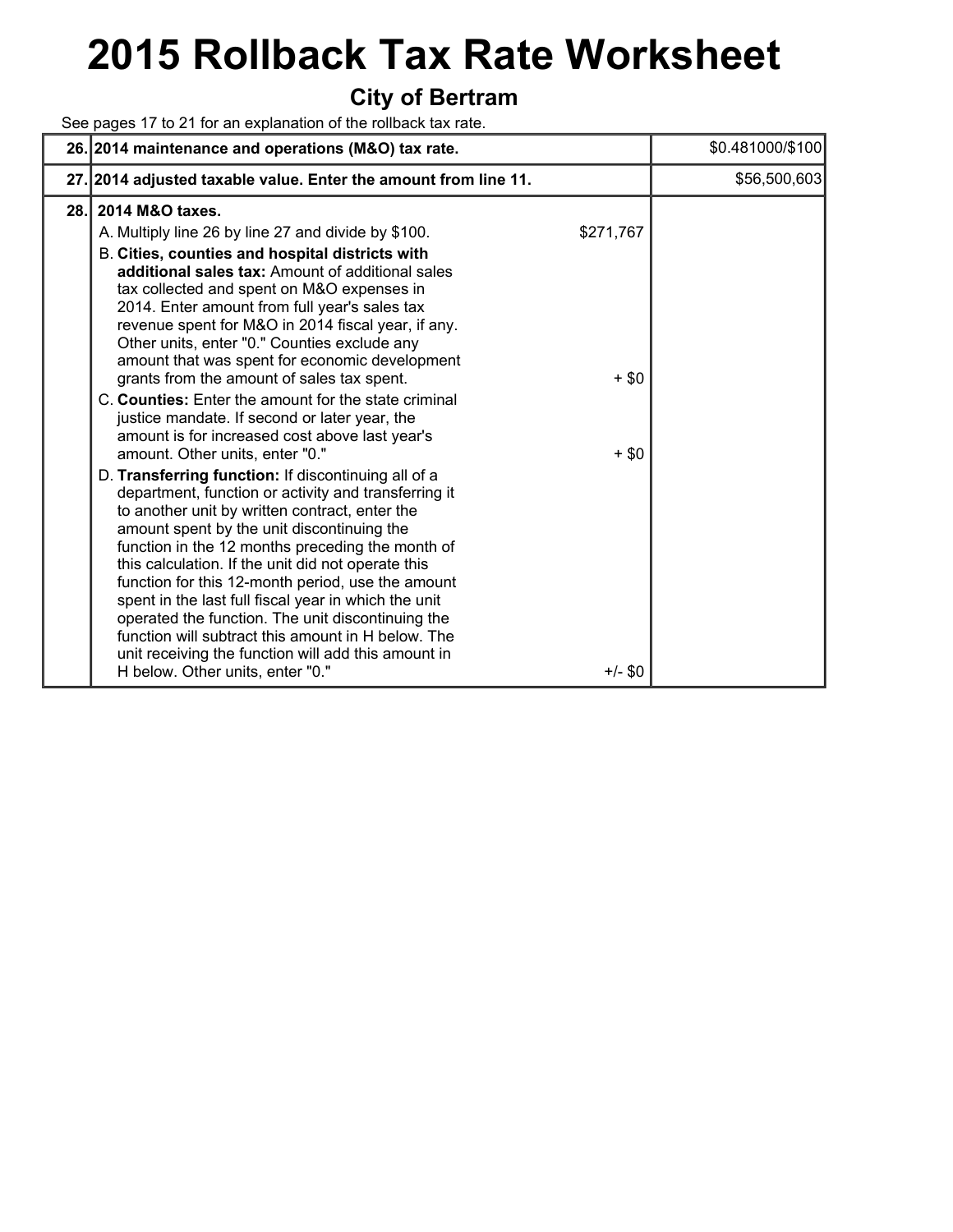# 2015 Rollback Tax Rate Worksheet

## City of Bertram

See pages 17 to 21 for an explanation of the rollback tax rate.

| Line | Description | | Amount |
|---|---|---|---|
| 26. | **2014 maintenance and operations (M&O) tax rate.** | | $0.481000/$100 |
| 27. | **2014 adjusted taxable value. Enter the amount from line 11.** | | $56,500,603 |
| 28. | **2014 M&O taxes.** | | |
| | A. Multiply line 26 by line 27 and divide by $100. | $271,767 | |
| | B. **Cities, counties and hospital districts with additional sales tax:** Amount of additional sales tax collected and spent on M&O expenses in 2014. Enter amount from full year's sales tax revenue spent for M&O in 2014 fiscal year, if any. Other units, enter "0." Counties exclude any amount that was spent for economic development grants from the amount of sales tax spent. | + $0 | |
| | C. **Counties:** Enter the amount for the state criminal justice mandate. If second or later year, the amount is for increased cost above last year's amount. Other units, enter "0." | + $0 | |
| | D. **Transferring function:** If discontinuing all of a department, function or activity and transferring it to another unit by written contract, enter the amount spent by the unit discontinuing the function in the 12 months preceding the month of this calculation. If the unit did not operate this function for this 12-month period, use the amount spent in the last full fiscal year in which the unit operated the function. The unit discontinuing the function will subtract this amount in H below. The unit receiving the function will add this amount in H below. Other units, enter "0." | +/- $0 | |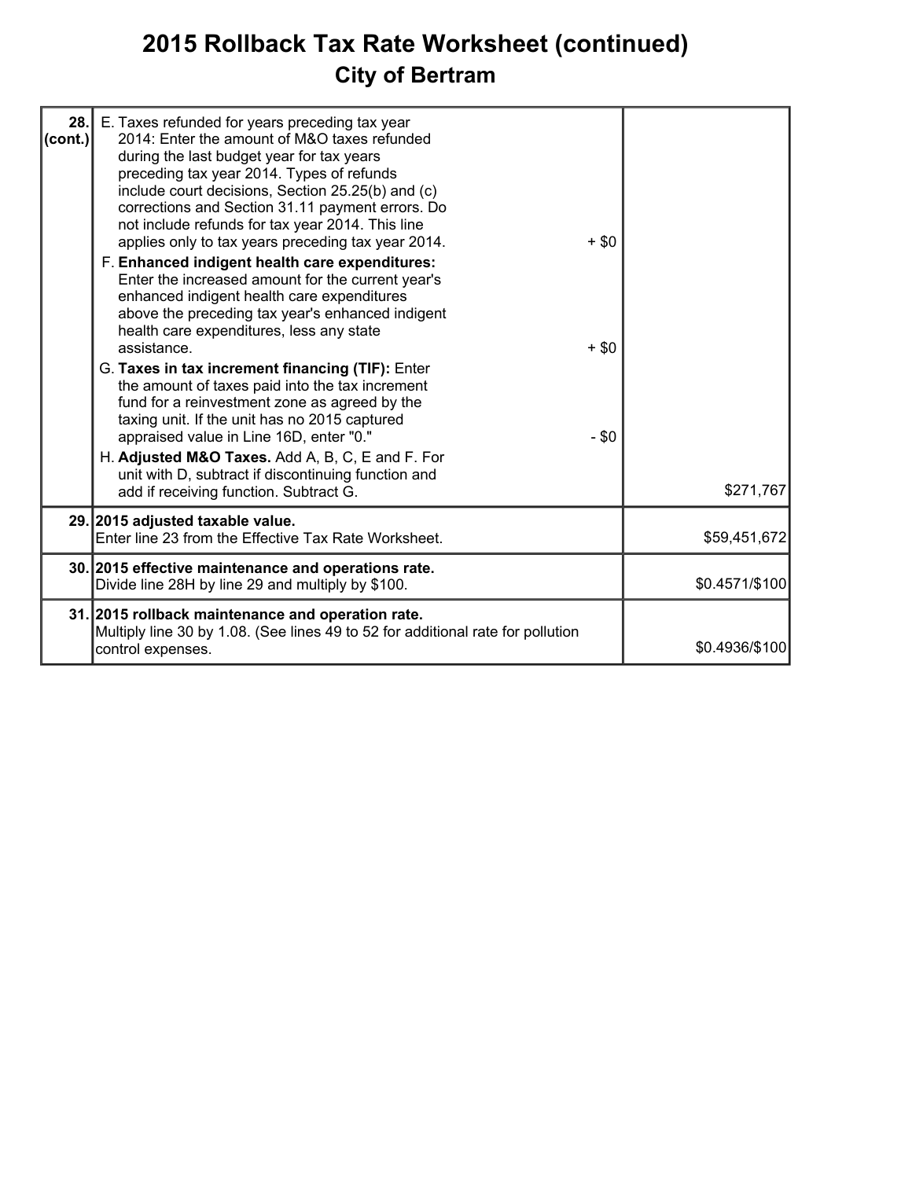# 2015 Rollback Tax Rate Worksheet (continued)

## City of Bertram

| Line | Description | Amount |
| --- | --- | --- |
| 28. (cont.) | E. Taxes refunded for years preceding tax year 2014: Enter the amount of M&O taxes refunded during the last budget year for tax years preceding tax year 2014. Types of refunds include court decisions, Section 25.25(b) and (c) corrections and Section 31.11 payment errors. Do not include refunds for tax year 2014. This line applies only to tax years preceding tax year 2014. + $0<br>F. **Enhanced indigent health care expenditures:** Enter the increased amount for the current year's enhanced indigent health care expenditures above the preceding tax year's enhanced indigent health care expenditures, less any state assistance. + $0<br>G. **Taxes in tax increment financing (TIF):** Enter the amount of taxes paid into the tax increment fund for a reinvestment zone as agreed by the taxing unit. If the unit has no 2015 captured appraised value in Line 16D, enter "0." - $0<br>H. **Adjusted M&O Taxes.** Add A, B, C, E and F. For unit with D, subtract if discontinuing function and add if receiving function. Subtract G. | $271,767 |
| 29. | **2015 adjusted taxable value.**<br>Enter line 23 from the Effective Tax Rate Worksheet. | $59,451,672 |
| 30. | **2015 effective maintenance and operations rate.**<br>Divide line 28H by line 29 and multiply by $100. | $0.4571/$100 |
| 31. | **2015 rollback maintenance and operation rate.**<br>Multiply line 30 by 1.08. (See lines 49 to 52 for additional rate for pollution control expenses. | $0.4936/$100 |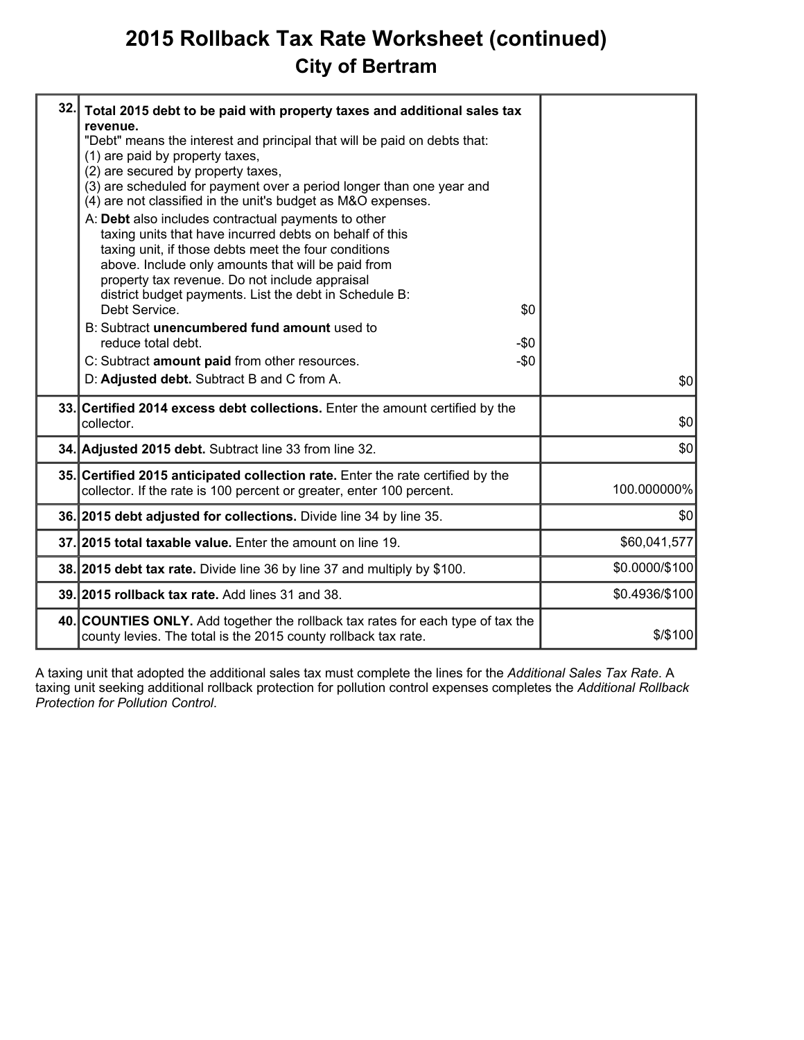# 2015 Rollback Tax Rate Worksheet (continued)

## City of Bertram

| | | |
|---|---|---|
| 32. | **Total 2015 debt to be paid with property taxes and additional sales tax revenue.**<br>"Debt" means the interest and principal that will be paid on debts that:<br>(1) are paid by property taxes,<br>(2) are secured by property taxes,<br>(3) are scheduled for payment over a period longer than one year and<br>(4) are not classified in the unit's budget as M&O expenses.<br>A: **Debt** also includes contractual payments to other taxing units that have incurred debts on behalf of this taxing unit, if those debts meet the four conditions above. Include only amounts that will be paid from property tax revenue. Do not include appraisal district budget payments. List the debt in Schedule B: Debt Service. $0<br>B: Subtract **unencumbered fund amount** used to reduce total debt. -$0<br>C: Subtract **amount paid** from other resources. -$0<br>D: **Adjusted debt.** Subtract B and C from A. | $0 |
| 33. | **Certified 2014 excess debt collections.** Enter the amount certified by the collector. | $0 |
| 34. | **Adjusted 2015 debt.** Subtract line 33 from line 32. | $0 |
| 35. | **Certified 2015 anticipated collection rate.** Enter the rate certified by the collector. If the rate is 100 percent or greater, enter 100 percent. | 100.000000% |
| 36. | **2015 debt adjusted for collections.** Divide line 34 by line 35. | $0 |
| 37. | **2015 total taxable value.** Enter the amount on line 19. | $60,041,577 |
| 38. | **2015 debt tax rate.** Divide line 36 by line 37 and multiply by $100. | $0.0000/$100 |
| 39. | **2015 rollback tax rate.** Add lines 31 and 38. | $0.4936/$100 |
| 40. | **COUNTIES ONLY.** Add together the rollback tax rates for each type of tax the county levies. The total is the 2015 county rollback tax rate. | $/$100 |

A taxing unit that adopted the additional sales tax must complete the lines for the *Additional Sales Tax Rate*. A taxing unit seeking additional rollback protection for pollution control expenses completes the *Additional Rollback Protection for Pollution Control*.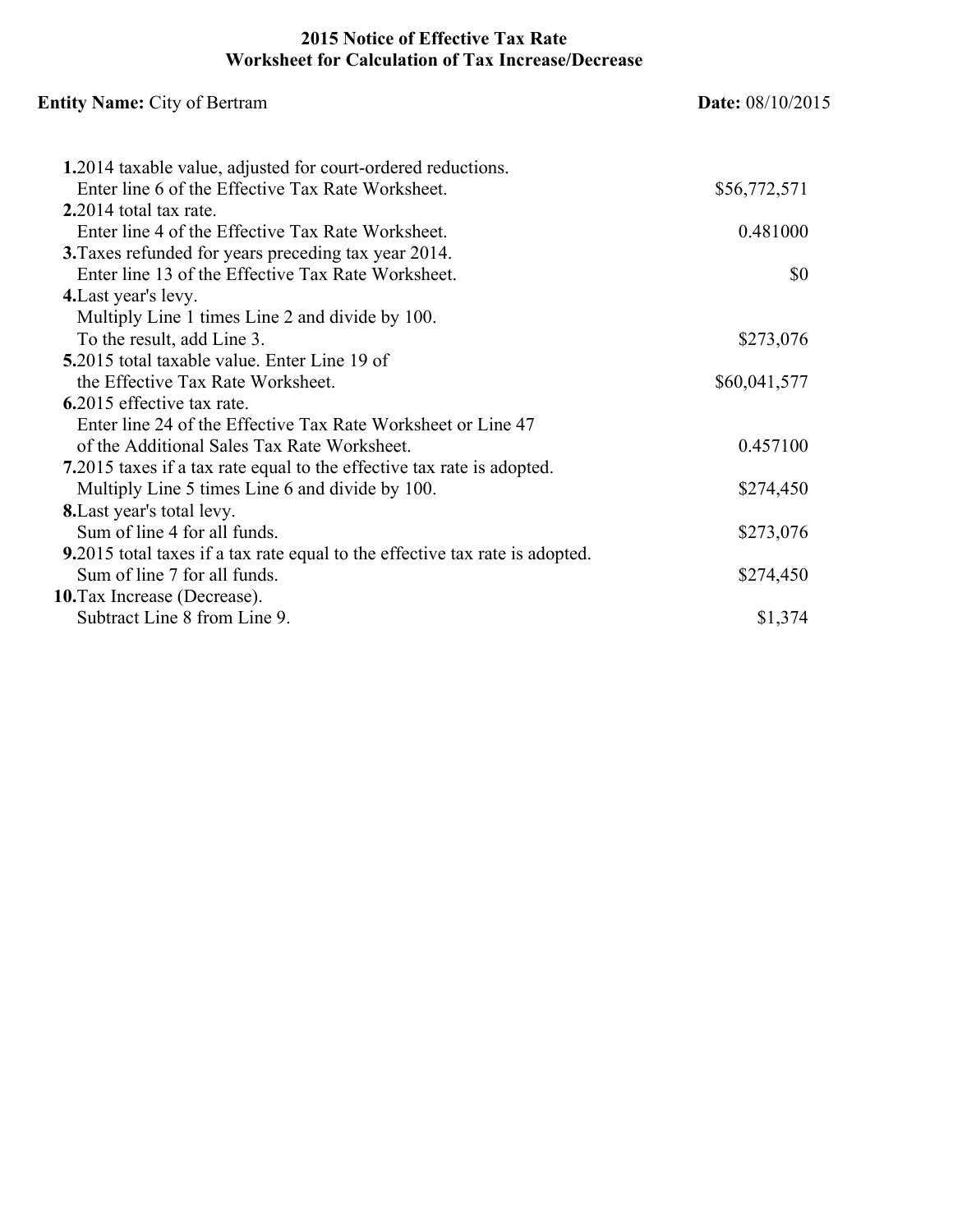# 2015 Notice of Effective Tax Rate
## Worksheet for Calculation of Tax Increase/Decrease

**Entity Name:** City of Bertram **Date:** 08/10/2015

| | |
|---|---|
| **1.** 2014 taxable value, adjusted for court-ordered reductions. Enter line 6 of the Effective Tax Rate Worksheet. | $56,772,571 |
| **2.** 2014 total tax rate. Enter line 4 of the Effective Tax Rate Worksheet. | 0.481000 |
| **3.** Taxes refunded for years preceding tax year 2014. Enter line 13 of the Effective Tax Rate Worksheet. | $0 |
| **4.** Last year's levy. Multiply Line 1 times Line 2 and divide by 100. To the result, add Line 3. | $273,076 |
| **5.** 2015 total taxable value. Enter Line 19 of the Effective Tax Rate Worksheet. | $60,041,577 |
| **6.** 2015 effective tax rate. Enter line 24 of the Effective Tax Rate Worksheet or Line 47 of the Additional Sales Tax Rate Worksheet. | 0.457100 |
| **7.** 2015 taxes if a tax rate equal to the effective tax rate is adopted. Multiply Line 5 times Line 6 and divide by 100. | $274,450 |
| **8.** Last year's total levy. Sum of line 4 for all funds. | $273,076 |
| **9.** 2015 total taxes if a tax rate equal to the effective tax rate is adopted. Sum of line 7 for all funds. | $274,450 |
| **10.** Tax Increase (Decrease). Subtract Line 8 from Line 9. | $1,374 |